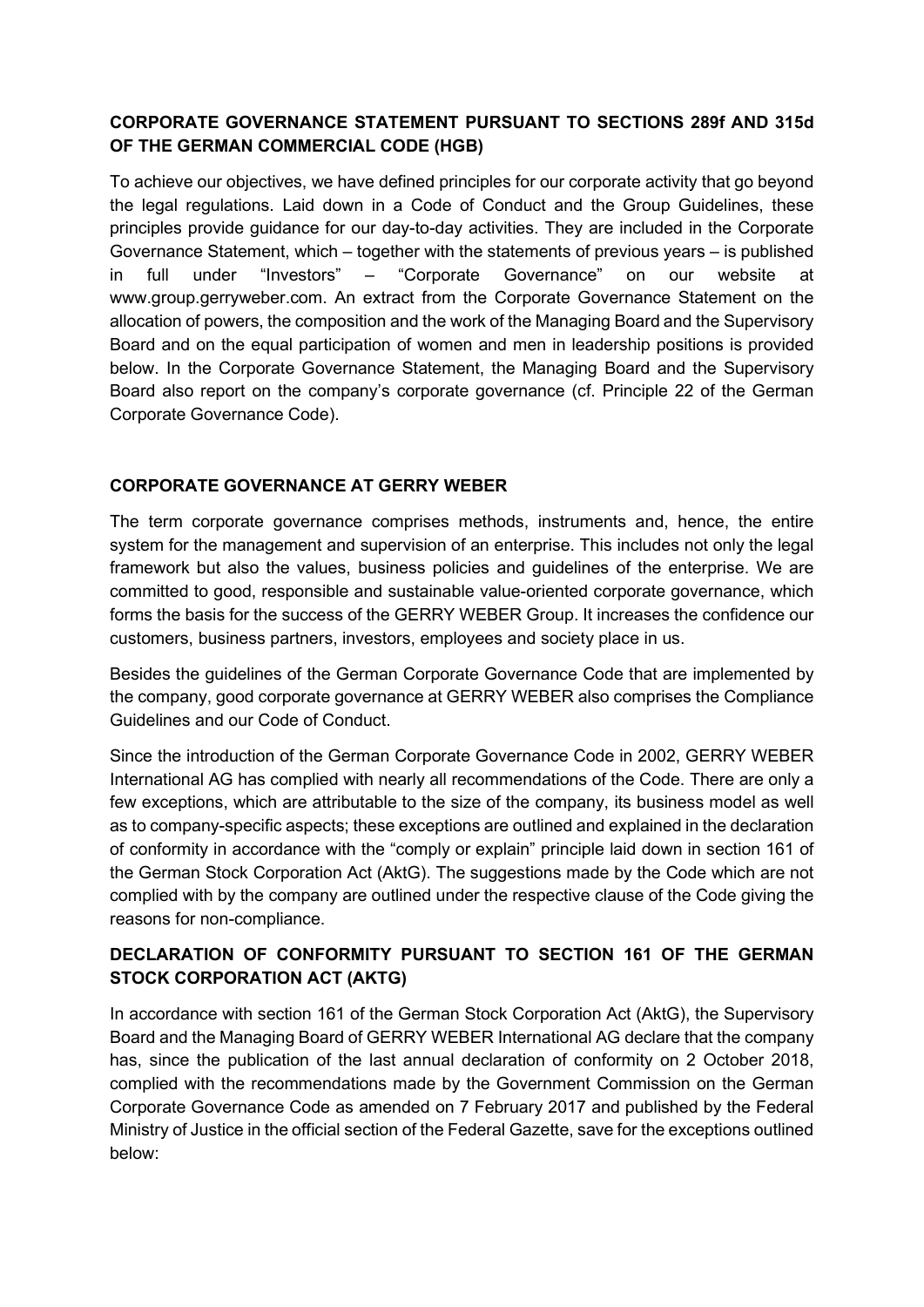## CORPORATE GOVERNANCE STATEMENT PURSUANT TO SECTIONS 289f AND 315d OF THE GERMAN COMMERCIAL CODE (HGB)

To achieve our objectives, we have defined principles for our corporate activity that go beyond the legal regulations. Laid down in a Code of Conduct and the Group Guidelines, these principles provide guidance for our day-to-day activities. They are included in the Corporate Governance Statement, which – together with the statements of previous years – is published in full under "Investors" – "Corporate Governance" on our website at www.group.gerryweber.com. An extract from the Corporate Governance Statement on the allocation of powers, the composition and the work of the Managing Board and the Supervisory Board and on the equal participation of women and men in leadership positions is provided below. In the Corporate Governance Statement, the Managing Board and the Supervisory Board also report on the company's corporate governance (cf. Principle 22 of the German Corporate Governance Code).

## CORPORATE GOVERNANCE AT GERRY WEBER

The term corporate governance comprises methods, instruments and, hence, the entire system for the management and supervision of an enterprise. This includes not only the legal framework but also the values, business policies and guidelines of the enterprise. We are committed to good, responsible and sustainable value-oriented corporate governance, which forms the basis for the success of the GERRY WEBER Group. It increases the confidence our customers, business partners, investors, employees and society place in us.

Besides the guidelines of the German Corporate Governance Code that are implemented by the company, good corporate governance at GERRY WEBER also comprises the Compliance Guidelines and our Code of Conduct.

Since the introduction of the German Corporate Governance Code in 2002, GERRY WEBER International AG has complied with nearly all recommendations of the Code. There are only a few exceptions, which are attributable to the size of the company, its business model as well as to company-specific aspects; these exceptions are outlined and explained in the declaration of conformity in accordance with the "comply or explain" principle laid down in section 161 of the German Stock Corporation Act (AktG). The suggestions made by the Code which are not complied with by the company are outlined under the respective clause of the Code giving the reasons for non-compliance.

## DECLARATION OF CONFORMITY PURSUANT TO SECTION 161 OF THE GERMAN STOCK CORPORATION ACT (AKTG)

In accordance with section 161 of the German Stock Corporation Act (AktG), the Supervisory Board and the Managing Board of GERRY WEBER International AG declare that the company has, since the publication of the last annual declaration of conformity on 2 October 2018, complied with the recommendations made by the Government Commission on the German Corporate Governance Code as amended on 7 February 2017 and published by the Federal Ministry of Justice in the official section of the Federal Gazette, save for the exceptions outlined below: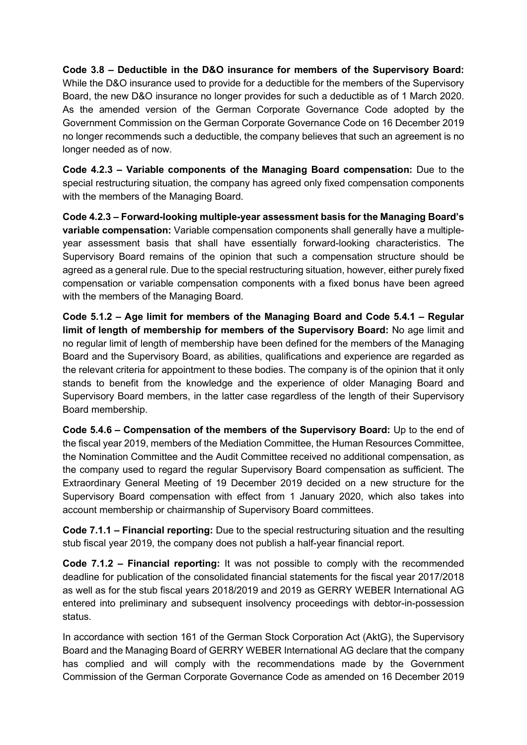**Code 3.8 – Deductible in the D&O insurance for members of the Supervisory Board:** While the D&O insurance used to provide for a deductible for the members of the Supervisory Board, the new D&O insurance no longer provides for such a deductible as of 1 March 2020. As the amended version of the German Corporate Governance Code adopted by the Government Commission on the German Corporate Governance Code on 16 December 2019 no longer recommends such a deductible, the company believes that such an agreement is no longer needed as of now.

**Code 4.2.3 – Variable components of the Managing Board compensation:** Due to the special restructuring situation, the company has agreed only fixed compensation components with the members of the Managing Board.

**Code 4.2.3 – Forward-looking multiple-year assessment basis for the Managing Board's variable compensation:** Variable compensation components shall generally have a multiple-year assessment basis that shall have essentially forward-looking characteristics. The Supervisory Board remains of the opinion that such a compensation structure should be agreed as a general rule. Due to the special restructuring situation, however, either purely fixed compensation or variable compensation components with a fixed bonus have been agreed with the members of the Managing Board.

**Code 5.1.2 – Age limit for members of the Managing Board and Code 5.4.1 – Regular limit of length of membership for members of the Supervisory Board:** No age limit and no regular limit of length of membership have been defined for the members of the Managing Board and the Supervisory Board, as abilities, qualifications and experience are regarded as the relevant criteria for appointment to these bodies. The company is of the opinion that it only stands to benefit from the knowledge and the experience of older Managing Board and Supervisory Board members, in the latter case regardless of the length of their Supervisory Board membership.

**Code 5.4.6 – Compensation of the members of the Supervisory Board:** Up to the end of the fiscal year 2019, members of the Mediation Committee, the Human Resources Committee, the Nomination Committee and the Audit Committee received no additional compensation, as the company used to regard the regular Supervisory Board compensation as sufficient. The Extraordinary General Meeting of 19 December 2019 decided on a new structure for the Supervisory Board compensation with effect from 1 January 2020, which also takes into account membership or chairmanship of Supervisory Board committees.

**Code 7.1.1 – Financial reporting:** Due to the special restructuring situation and the resulting stub fiscal year 2019, the company does not publish a half-year financial report.

**Code 7.1.2 – Financial reporting:** It was not possible to comply with the recommended deadline for publication of the consolidated financial statements for the fiscal year 2017/2018 as well as for the stub fiscal years 2018/2019 and 2019 as GERRY WEBER International AG entered into preliminary and subsequent insolvency proceedings with debtor-in-possession status.

In accordance with section 161 of the German Stock Corporation Act (AktG), the Supervisory Board and the Managing Board of GERRY WEBER International AG declare that the company has complied and will comply with the recommendations made by the Government Commission of the German Corporate Governance Code as amended on 16 December 2019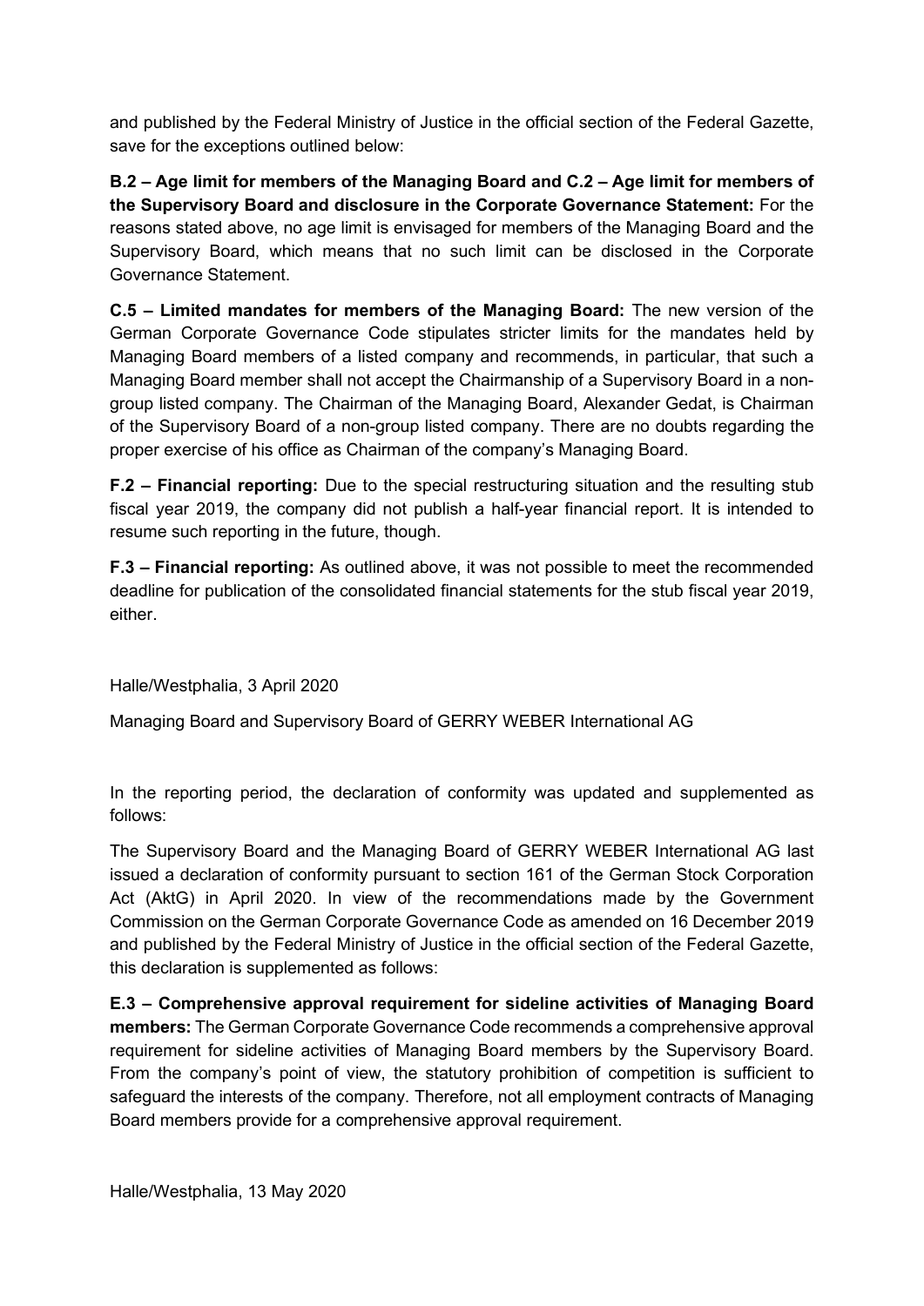and published by the Federal Ministry of Justice in the official section of the Federal Gazette, save for the exceptions outlined below:

**B.2 – Age limit for members of the Managing Board and C.2 – Age limit for members of the Supervisory Board and disclosure in the Corporate Governance Statement:** For the reasons stated above, no age limit is envisaged for members of the Managing Board and the Supervisory Board, which means that no such limit can be disclosed in the Corporate Governance Statement.

**C.5 – Limited mandates for members of the Managing Board:** The new version of the German Corporate Governance Code stipulates stricter limits for the mandates held by Managing Board members of a listed company and recommends, in particular, that such a Managing Board member shall not accept the Chairmanship of a Supervisory Board in a non-group listed company. The Chairman of the Managing Board, Alexander Gedat, is Chairman of the Supervisory Board of a non-group listed company. There are no doubts regarding the proper exercise of his office as Chairman of the company's Managing Board.

**F.2 – Financial reporting:** Due to the special restructuring situation and the resulting stub fiscal year 2019, the company did not publish a half-year financial report. It is intended to resume such reporting in the future, though.

**F.3 – Financial reporting:** As outlined above, it was not possible to meet the recommended deadline for publication of the consolidated financial statements for the stub fiscal year 2019, either.

Halle/Westphalia, 3 April 2020

Managing Board and Supervisory Board of GERRY WEBER International AG

In the reporting period, the declaration of conformity was updated and supplemented as follows:

The Supervisory Board and the Managing Board of GERRY WEBER International AG last issued a declaration of conformity pursuant to section 161 of the German Stock Corporation Act (AktG) in April 2020. In view of the recommendations made by the Government Commission on the German Corporate Governance Code as amended on 16 December 2019 and published by the Federal Ministry of Justice in the official section of the Federal Gazette, this declaration is supplemented as follows:

**E.3 – Comprehensive approval requirement for sideline activities of Managing Board members:** The German Corporate Governance Code recommends a comprehensive approval requirement for sideline activities of Managing Board members by the Supervisory Board. From the company's point of view, the statutory prohibition of competition is sufficient to safeguard the interests of the company. Therefore, not all employment contracts of Managing Board members provide for a comprehensive approval requirement.

Halle/Westphalia, 13 May 2020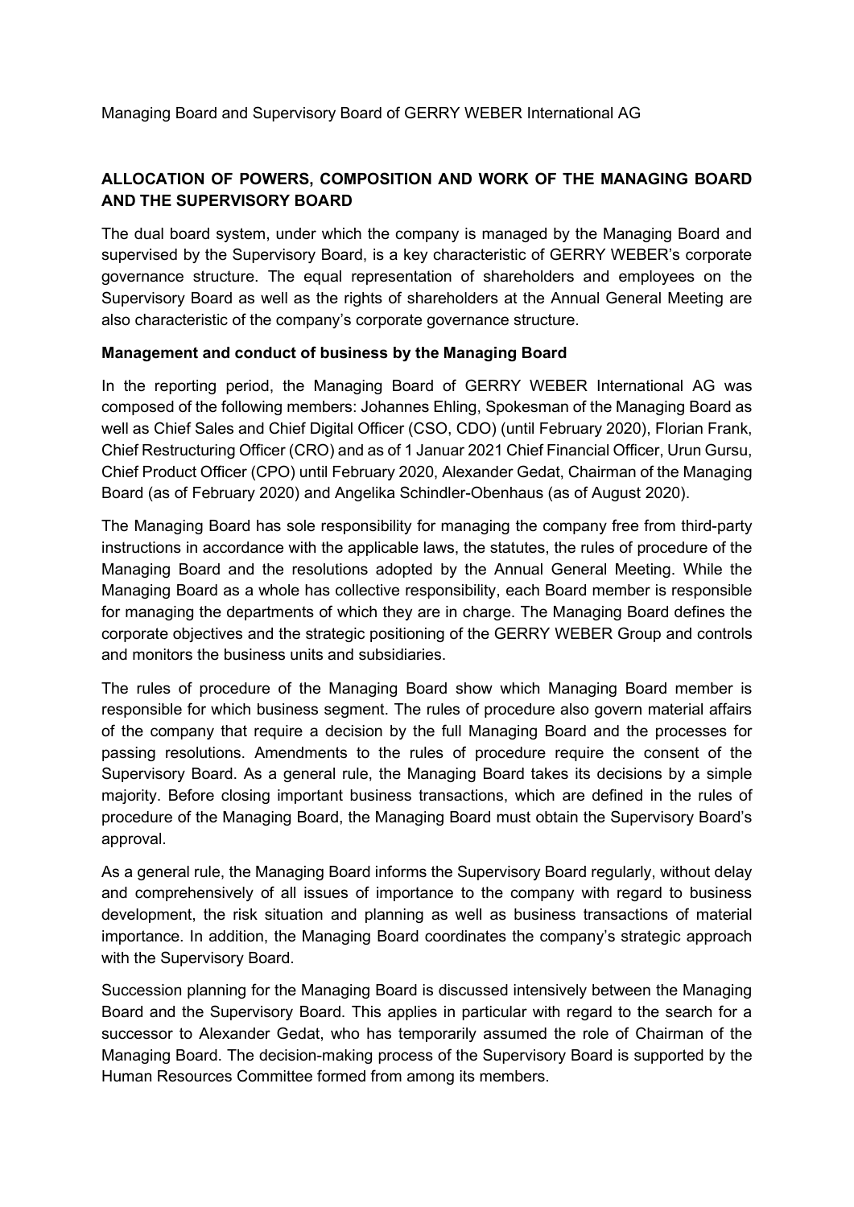Managing Board and Supervisory Board of GERRY WEBER International AG

## ALLOCATION OF POWERS, COMPOSITION AND WORK OF THE MANAGING BOARD AND THE SUPERVISORY BOARD

The dual board system, under which the company is managed by the Managing Board and supervised by the Supervisory Board, is a key characteristic of GERRY WEBER's corporate governance structure. The equal representation of shareholders and employees on the Supervisory Board as well as the rights of shareholders at the Annual General Meeting are also characteristic of the company's corporate governance structure.

### Management and conduct of business by the Managing Board

In the reporting period, the Managing Board of GERRY WEBER International AG was composed of the following members: Johannes Ehling, Spokesman of the Managing Board as well as Chief Sales and Chief Digital Officer (CSO, CDO) (until February 2020), Florian Frank, Chief Restructuring Officer (CRO) and as of 1 Januar 2021 Chief Financial Officer, Urun Gursu, Chief Product Officer (CPO) until February 2020, Alexander Gedat, Chairman of the Managing Board (as of February 2020) and Angelika Schindler-Obenhaus (as of August 2020).

The Managing Board has sole responsibility for managing the company free from third-party instructions in accordance with the applicable laws, the statutes, the rules of procedure of the Managing Board and the resolutions adopted by the Annual General Meeting. While the Managing Board as a whole has collective responsibility, each Board member is responsible for managing the departments of which they are in charge. The Managing Board defines the corporate objectives and the strategic positioning of the GERRY WEBER Group and controls and monitors the business units and subsidiaries.

The rules of procedure of the Managing Board show which Managing Board member is responsible for which business segment. The rules of procedure also govern material affairs of the company that require a decision by the full Managing Board and the processes for passing resolutions. Amendments to the rules of procedure require the consent of the Supervisory Board. As a general rule, the Managing Board takes its decisions by a simple majority. Before closing important business transactions, which are defined in the rules of procedure of the Managing Board, the Managing Board must obtain the Supervisory Board's approval.

As a general rule, the Managing Board informs the Supervisory Board regularly, without delay and comprehensively of all issues of importance to the company with regard to business development, the risk situation and planning as well as business transactions of material importance. In addition, the Managing Board coordinates the company's strategic approach with the Supervisory Board.

Succession planning for the Managing Board is discussed intensively between the Managing Board and the Supervisory Board. This applies in particular with regard to the search for a successor to Alexander Gedat, who has temporarily assumed the role of Chairman of the Managing Board. The decision-making process of the Supervisory Board is supported by the Human Resources Committee formed from among its members.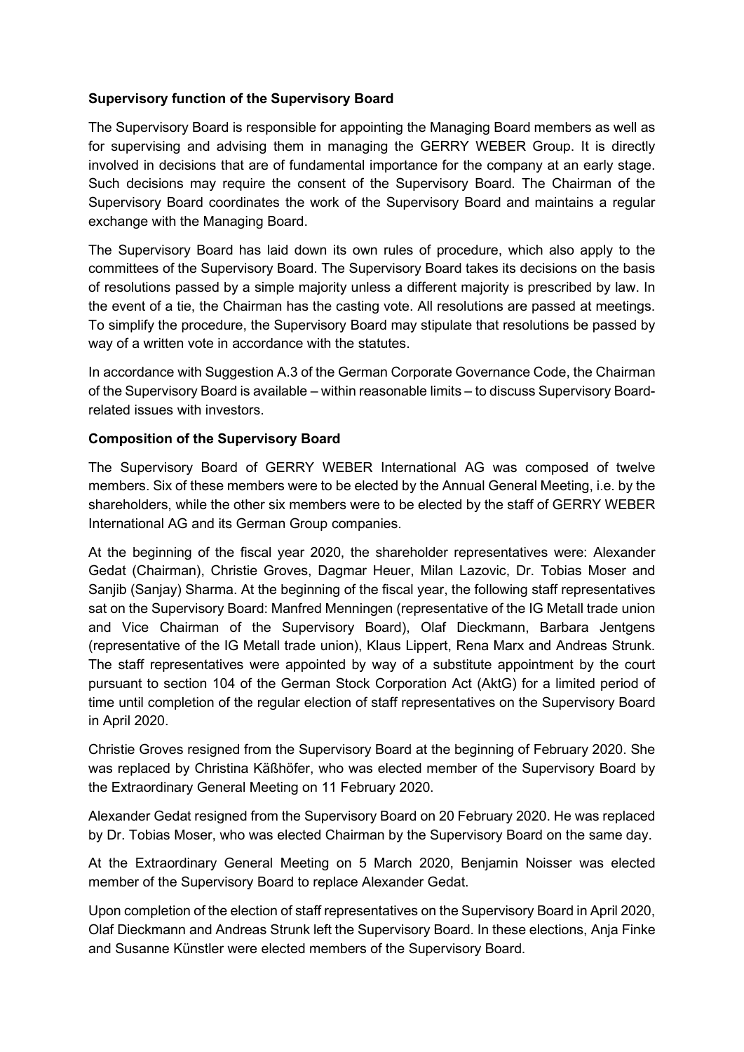**Supervisory function of the Supervisory Board**

The Supervisory Board is responsible for appointing the Managing Board members as well as for supervising and advising them in managing the GERRY WEBER Group. It is directly involved in decisions that are of fundamental importance for the company at an early stage. Such decisions may require the consent of the Supervisory Board. The Chairman of the Supervisory Board coordinates the work of the Supervisory Board and maintains a regular exchange with the Managing Board.

The Supervisory Board has laid down its own rules of procedure, which also apply to the committees of the Supervisory Board. The Supervisory Board takes its decisions on the basis of resolutions passed by a simple majority unless a different majority is prescribed by law. In the event of a tie, the Chairman has the casting vote. All resolutions are passed at meetings. To simplify the procedure, the Supervisory Board may stipulate that resolutions be passed by way of a written vote in accordance with the statutes.

In accordance with Suggestion A.3 of the German Corporate Governance Code, the Chairman of the Supervisory Board is available – within reasonable limits – to discuss Supervisory Board-related issues with investors.

**Composition of the Supervisory Board**

The Supervisory Board of GERRY WEBER International AG was composed of twelve members. Six of these members were to be elected by the Annual General Meeting, i.e. by the shareholders, while the other six members were to be elected by the staff of GERRY WEBER International AG and its German Group companies.

At the beginning of the fiscal year 2020, the shareholder representatives were: Alexander Gedat (Chairman), Christie Groves, Dagmar Heuer, Milan Lazovic, Dr. Tobias Moser and Sanjib (Sanjay) Sharma. At the beginning of the fiscal year, the following staff representatives sat on the Supervisory Board: Manfred Menningen (representative of the IG Metall trade union and Vice Chairman of the Supervisory Board), Olaf Dieckmann, Barbara Jentgens (representative of the IG Metall trade union), Klaus Lippert, Rena Marx and Andreas Strunk. The staff representatives were appointed by way of a substitute appointment by the court pursuant to section 104 of the German Stock Corporation Act (AktG) for a limited period of time until completion of the regular election of staff representatives on the Supervisory Board in April 2020.

Christie Groves resigned from the Supervisory Board at the beginning of February 2020. She was replaced by Christina Käßhöfer, who was elected member of the Supervisory Board by the Extraordinary General Meeting on 11 February 2020.

Alexander Gedat resigned from the Supervisory Board on 20 February 2020. He was replaced by Dr. Tobias Moser, who was elected Chairman by the Supervisory Board on the same day.

At the Extraordinary General Meeting on 5 March 2020, Benjamin Noisser was elected member of the Supervisory Board to replace Alexander Gedat.

Upon completion of the election of staff representatives on the Supervisory Board in April 2020, Olaf Dieckmann and Andreas Strunk left the Supervisory Board. In these elections, Anja Finke and Susanne Künstler were elected members of the Supervisory Board.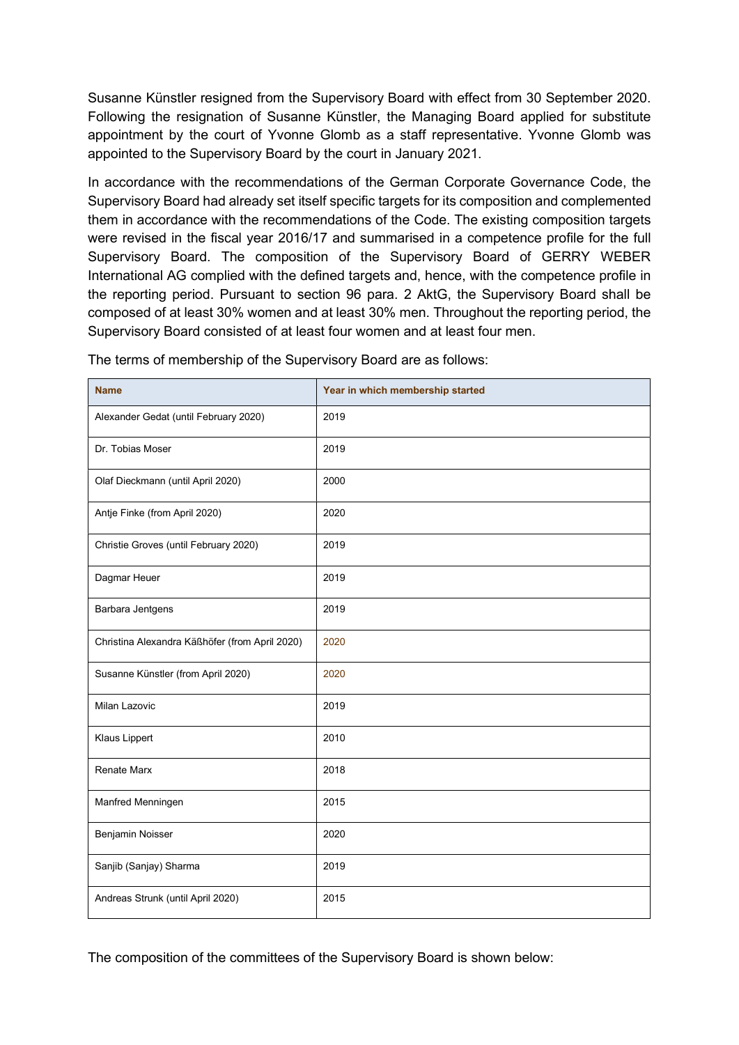Susanne Künstler resigned from the Supervisory Board with effect from 30 September 2020. Following the resignation of Susanne Künstler, the Managing Board applied for substitute appointment by the court of Yvonne Glomb as a staff representative. Yvonne Glomb was appointed to the Supervisory Board by the court in January 2021.

In accordance with the recommendations of the German Corporate Governance Code, the Supervisory Board had already set itself specific targets for its composition and complemented them in accordance with the recommendations of the Code. The existing composition targets were revised in the fiscal year 2016/17 and summarised in a competence profile for the full Supervisory Board. The composition of the Supervisory Board of GERRY WEBER International AG complied with the defined targets and, hence, with the competence profile in the reporting period. Pursuant to section 96 para. 2 AktG, the Supervisory Board shall be composed of at least 30% women and at least 30% men. Throughout the reporting period, the Supervisory Board consisted of at least four women and at least four men.

The terms of membership of the Supervisory Board are as follows:

| Name | Year in which membership started |
|---|---|
| Alexander Gedat (until February 2020) | 2019 |
| Dr. Tobias Moser | 2019 |
| Olaf Dieckmann (until April 2020) | 2000 |
| Antje Finke (from April 2020) | 2020 |
| Christie Groves (until February 2020) | 2019 |
| Dagmar Heuer | 2019 |
| Barbara Jentgens | 2019 |
| Christina Alexandra Käßhöfer (from April 2020) | 2020 |
| Susanne Künstler (from April 2020) | 2020 |
| Milan Lazovic | 2019 |
| Klaus Lippert | 2010 |
| Renate Marx | 2018 |
| Manfred Menningen | 2015 |
| Benjamin Noisser | 2020 |
| Sanjib (Sanjay) Sharma | 2019 |
| Andreas Strunk (until April 2020) | 2015 |

The composition of the committees of the Supervisory Board is shown below: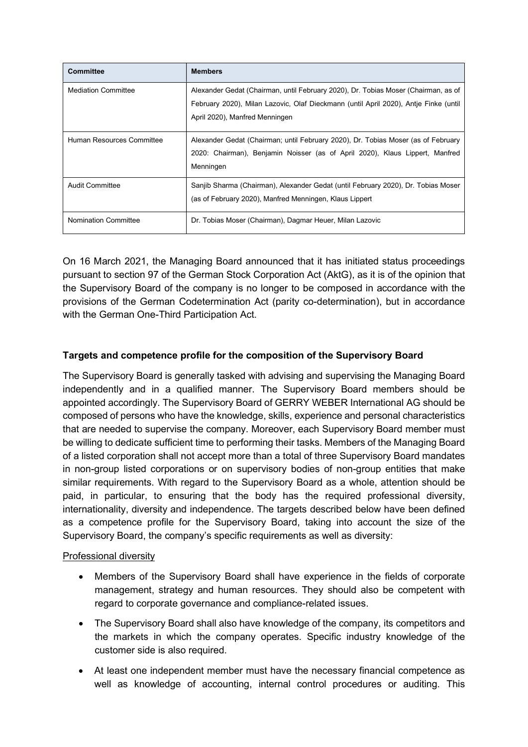| Committee | Members |
|---|---|
| Mediation Committee | Alexander Gedat (Chairman, until February 2020), Dr. Tobias Moser (Chairman, as of February 2020), Milan Lazovic, Olaf Dieckmann (until April 2020), Antje Finke (until April 2020), Manfred Menningen |
| Human Resources Committee | Alexander Gedat (Chairman; until February 2020), Dr. Tobias Moser (as of February 2020: Chairman), Benjamin Noisser (as of April 2020), Klaus Lippert, Manfred Menningen |
| Audit Committee | Sanjib Sharma (Chairman), Alexander Gedat (until February 2020), Dr. Tobias Moser (as of February 2020), Manfred Menningen, Klaus Lippert |
| Nomination Committee | Dr. Tobias Moser (Chairman), Dagmar Heuer, Milan Lazovic |

On 16 March 2021, the Managing Board announced that it has initiated status proceedings pursuant to section 97 of the German Stock Corporation Act (AktG), as it is of the opinion that the Supervisory Board of the company is no longer to be composed in accordance with the provisions of the German Codetermination Act (parity co-determination), but in accordance with the German One-Third Participation Act.

**Targets and competence profile for the composition of the Supervisory Board**

The Supervisory Board is generally tasked with advising and supervising the Managing Board independently and in a qualified manner. The Supervisory Board members should be appointed accordingly. The Supervisory Board of GERRY WEBER International AG should be composed of persons who have the knowledge, skills, experience and personal characteristics that are needed to supervise the company. Moreover, each Supervisory Board member must be willing to dedicate sufficient time to performing their tasks. Members of the Managing Board of a listed corporation shall not accept more than a total of three Supervisory Board mandates in non-group listed corporations or on supervisory bodies of non-group entities that make similar requirements. With regard to the Supervisory Board as a whole, attention should be paid, in particular, to ensuring that the body has the required professional diversity, internationality, diversity and independence. The targets described below have been defined as a competence profile for the Supervisory Board, taking into account the size of the Supervisory Board, the company's specific requirements as well as diversity:

Professional diversity

- Members of the Supervisory Board shall have experience in the fields of corporate management, strategy and human resources. They should also be competent with regard to corporate governance and compliance-related issues.
- The Supervisory Board shall also have knowledge of the company, its competitors and the markets in which the company operates. Specific industry knowledge of the customer side is also required.
- At least one independent member must have the necessary financial competence as well as knowledge of accounting, internal control procedures or auditing. This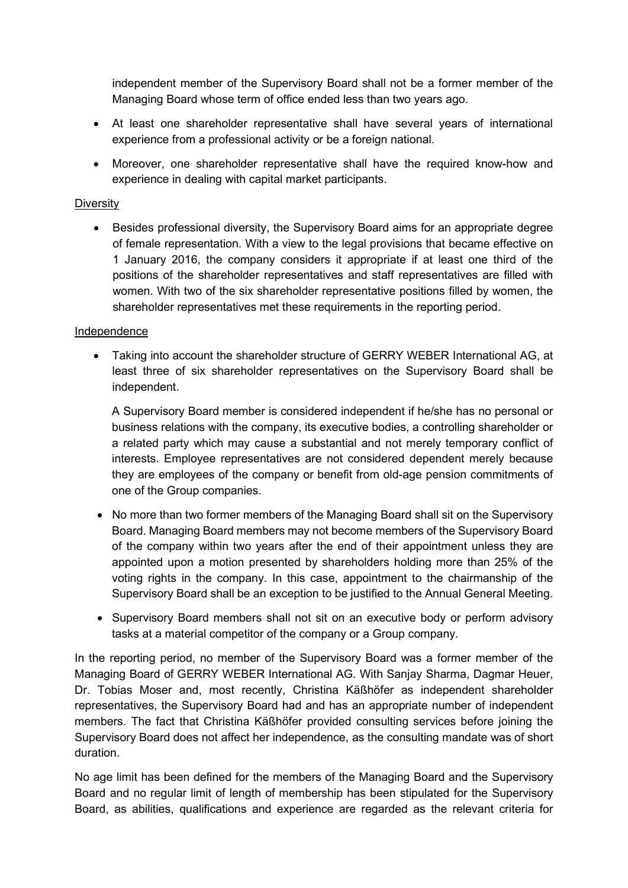independent member of the Supervisory Board shall not be a former member of the Managing Board whose term of office ended less than two years ago.

- At least one shareholder representative shall have several years of international experience from a professional activity or be a foreign national.
- Moreover, one shareholder representative shall have the required know-how and experience in dealing with capital market participants.

Diversity

- Besides professional diversity, the Supervisory Board aims for an appropriate degree of female representation. With a view to the legal provisions that became effective on 1 January 2016, the company considers it appropriate if at least one third of the positions of the shareholder representatives and staff representatives are filled with women. With two of the six shareholder representative positions filled by women, the shareholder representatives met these requirements in the reporting period.

Independence

- Taking into account the shareholder structure of GERRY WEBER International AG, at least three of six shareholder representatives on the Supervisory Board shall be independent.

  A Supervisory Board member is considered independent if he/she has no personal or business relations with the company, its executive bodies, a controlling shareholder or a related party which may cause a substantial and not merely temporary conflict of interests. Employee representatives are not considered dependent merely because they are employees of the company or benefit from old-age pension commitments of one of the Group companies.

- No more than two former members of the Managing Board shall sit on the Supervisory Board. Managing Board members may not become members of the Supervisory Board of the company within two years after the end of their appointment unless they are appointed upon a motion presented by shareholders holding more than 25% of the voting rights in the company. In this case, appointment to the chairmanship of the Supervisory Board shall be an exception to be justified to the Annual General Meeting.
- Supervisory Board members shall not sit on an executive body or perform advisory tasks at a material competitor of the company or a Group company.

In the reporting period, no member of the Supervisory Board was a former member of the Managing Board of GERRY WEBER International AG. With Sanjay Sharma, Dagmar Heuer, Dr. Tobias Moser and, most recently, Christina Käßhöfer as independent shareholder representatives, the Supervisory Board had and has an appropriate number of independent members. The fact that Christina Käßhöfer provided consulting services before joining the Supervisory Board does not affect her independence, as the consulting mandate was of short duration.

No age limit has been defined for the members of the Managing Board and the Supervisory Board and no regular limit of length of membership has been stipulated for the Supervisory Board, as abilities, qualifications and experience are regarded as the relevant criteria for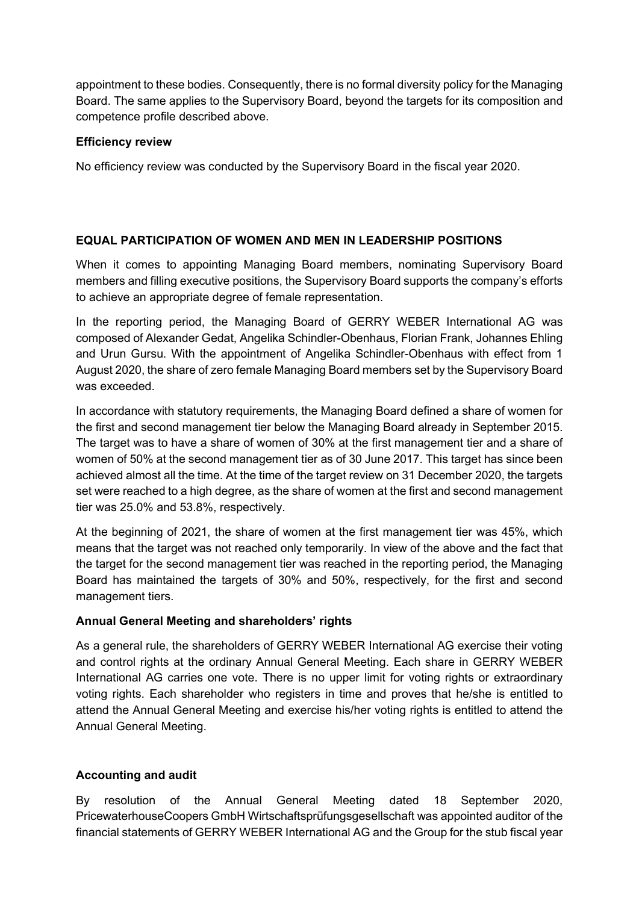appointment to these bodies. Consequently, there is no formal diversity policy for the Managing Board. The same applies to the Supervisory Board, beyond the targets for its composition and competence profile described above.

**Efficiency review**

No efficiency review was conducted by the Supervisory Board in the fiscal year 2020.

## EQUAL PARTICIPATION OF WOMEN AND MEN IN LEADERSHIP POSITIONS

When it comes to appointing Managing Board members, nominating Supervisory Board members and filling executive positions, the Supervisory Board supports the company's efforts to achieve an appropriate degree of female representation.

In the reporting period, the Managing Board of GERRY WEBER International AG was composed of Alexander Gedat, Angelika Schindler-Obenhaus, Florian Frank, Johannes Ehling and Urun Gursu. With the appointment of Angelika Schindler-Obenhaus with effect from 1 August 2020, the share of zero female Managing Board members set by the Supervisory Board was exceeded.

In accordance with statutory requirements, the Managing Board defined a share of women for the first and second management tier below the Managing Board already in September 2015. The target was to have a share of women of 30% at the first management tier and a share of women of 50% at the second management tier as of 30 June 2017. This target has since been achieved almost all the time. At the time of the target review on 31 December 2020, the targets set were reached to a high degree, as the share of women at the first and second management tier was 25.0% and 53.8%, respectively.

At the beginning of 2021, the share of women at the first management tier was 45%, which means that the target was not reached only temporarily. In view of the above and the fact that the target for the second management tier was reached in the reporting period, the Managing Board has maintained the targets of 30% and 50%, respectively, for the first and second management tiers.

**Annual General Meeting and shareholders' rights**

As a general rule, the shareholders of GERRY WEBER International AG exercise their voting and control rights at the ordinary Annual General Meeting. Each share in GERRY WEBER International AG carries one vote. There is no upper limit for voting rights or extraordinary voting rights. Each shareholder who registers in time and proves that he/she is entitled to attend the Annual General Meeting and exercise his/her voting rights is entitled to attend the Annual General Meeting.

**Accounting and audit**

By resolution of the Annual General Meeting dated 18 September 2020, PricewaterhouseCoopers GmbH Wirtschaftsprüfungsgesellschaft was appointed auditor of the financial statements of GERRY WEBER International AG and the Group for the stub fiscal year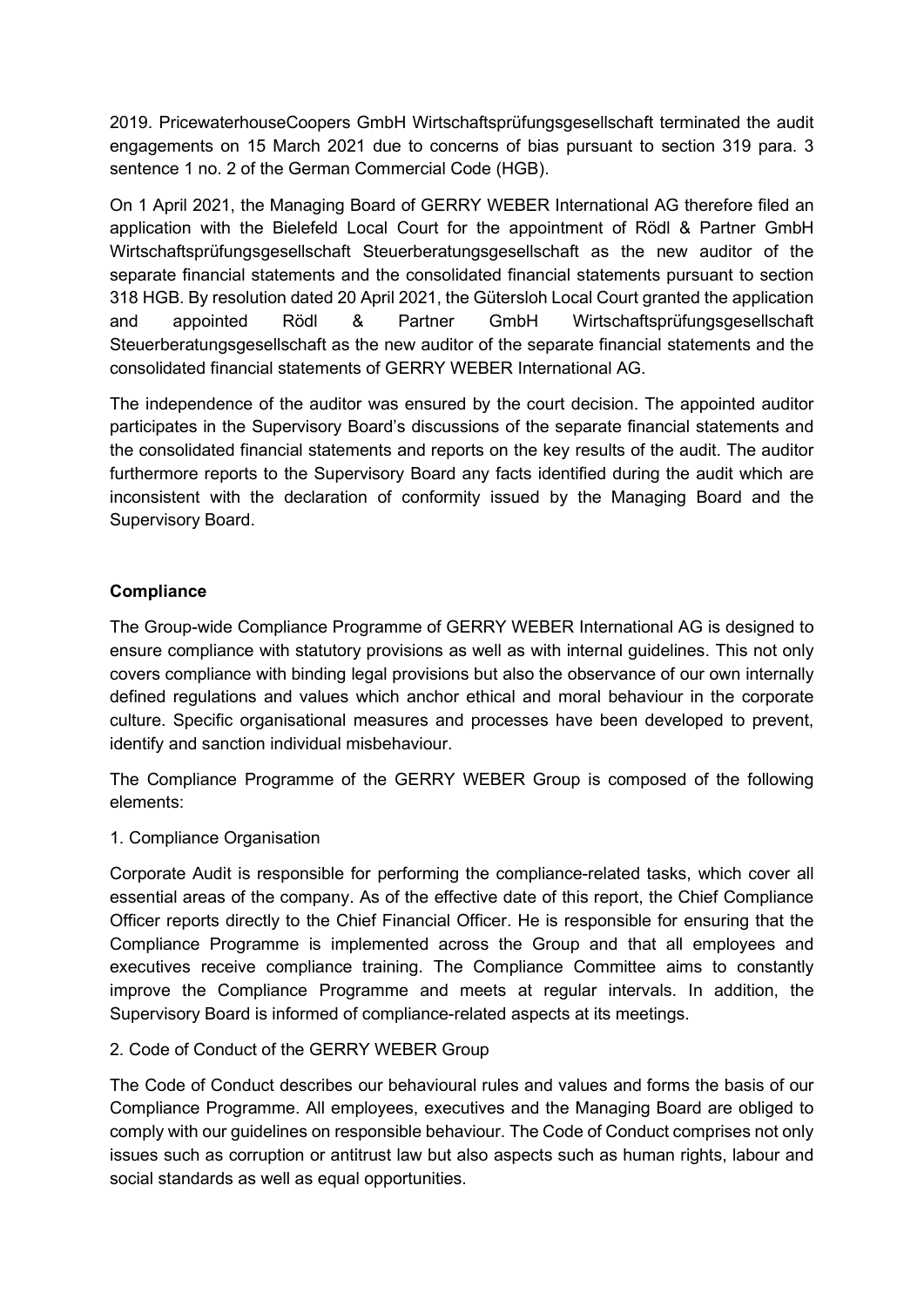2019. PricewaterhouseCoopers GmbH Wirtschaftsprüfungsgesellschaft terminated the audit engagements on 15 March 2021 due to concerns of bias pursuant to section 319 para. 3 sentence 1 no. 2 of the German Commercial Code (HGB).

On 1 April 2021, the Managing Board of GERRY WEBER International AG therefore filed an application with the Bielefeld Local Court for the appointment of Rödl & Partner GmbH Wirtschaftsprüfungsgesellschaft Steuerberatungsgesellschaft as the new auditor of the separate financial statements and the consolidated financial statements pursuant to section 318 HGB. By resolution dated 20 April 2021, the Gütersloh Local Court granted the application and appointed Rödl & Partner GmbH Wirtschaftsprüfungsgesellschaft Steuerberatungsgesellschaft as the new auditor of the separate financial statements and the consolidated financial statements of GERRY WEBER International AG.

The independence of the auditor was ensured by the court decision. The appointed auditor participates in the Supervisory Board's discussions of the separate financial statements and the consolidated financial statements and reports on the key results of the audit. The auditor furthermore reports to the Supervisory Board any facts identified during the audit which are inconsistent with the declaration of conformity issued by the Managing Board and the Supervisory Board.

**Compliance**

The Group-wide Compliance Programme of GERRY WEBER International AG is designed to ensure compliance with statutory provisions as well as with internal guidelines. This not only covers compliance with binding legal provisions but also the observance of our own internally defined regulations and values which anchor ethical and moral behaviour in the corporate culture. Specific organisational measures and processes have been developed to prevent, identify and sanction individual misbehaviour.

The Compliance Programme of the GERRY WEBER Group is composed of the following elements:

1. Compliance Organisation

Corporate Audit is responsible for performing the compliance-related tasks, which cover all essential areas of the company. As of the effective date of this report, the Chief Compliance Officer reports directly to the Chief Financial Officer. He is responsible for ensuring that the Compliance Programme is implemented across the Group and that all employees and executives receive compliance training. The Compliance Committee aims to constantly improve the Compliance Programme and meets at regular intervals. In addition, the Supervisory Board is informed of compliance-related aspects at its meetings.

2. Code of Conduct of the GERRY WEBER Group

The Code of Conduct describes our behavioural rules and values and forms the basis of our Compliance Programme. All employees, executives and the Managing Board are obliged to comply with our guidelines on responsible behaviour. The Code of Conduct comprises not only issues such as corruption or antitrust law but also aspects such as human rights, labour and social standards as well as equal opportunities.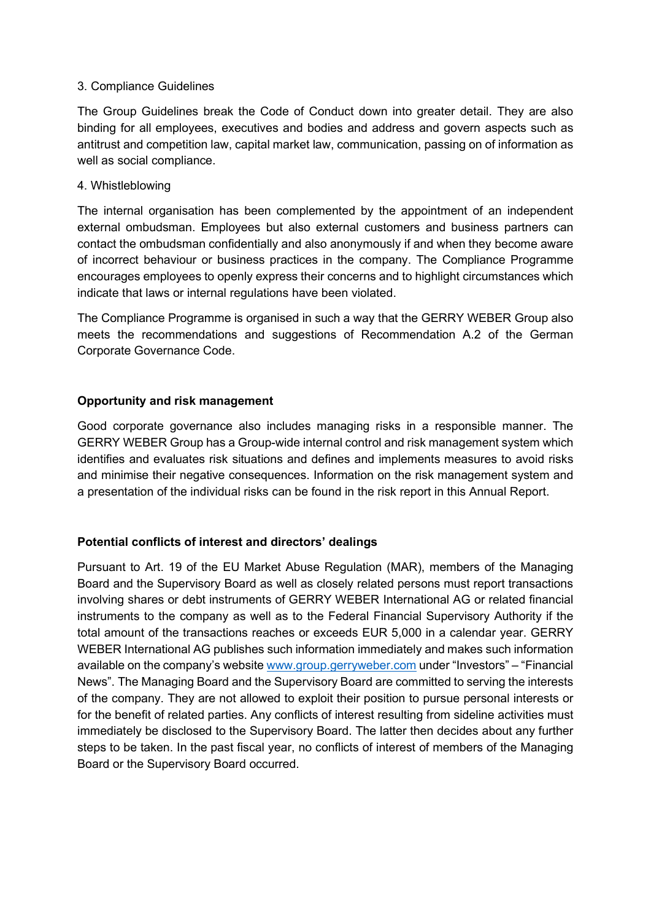3. Compliance Guidelines

The Group Guidelines break the Code of Conduct down into greater detail. They are also binding for all employees, executives and bodies and address and govern aspects such as antitrust and competition law, capital market law, communication, passing on of information as well as social compliance.

4. Whistleblowing

The internal organisation has been complemented by the appointment of an independent external ombudsman. Employees but also external customers and business partners can contact the ombudsman confidentially and also anonymously if and when they become aware of incorrect behaviour or business practices in the company. The Compliance Programme encourages employees to openly express their concerns and to highlight circumstances which indicate that laws or internal regulations have been violated.

The Compliance Programme is organised in such a way that the GERRY WEBER Group also meets the recommendations and suggestions of Recommendation A.2 of the German Corporate Governance Code.

**Opportunity and risk management**

Good corporate governance also includes managing risks in a responsible manner. The GERRY WEBER Group has a Group-wide internal control and risk management system which identifies and evaluates risk situations and defines and implements measures to avoid risks and minimise their negative consequences. Information on the risk management system and a presentation of the individual risks can be found in the risk report in this Annual Report.

**Potential conflicts of interest and directors' dealings**

Pursuant to Art. 19 of the EU Market Abuse Regulation (MAR), members of the Managing Board and the Supervisory Board as well as closely related persons must report transactions involving shares or debt instruments of GERRY WEBER International AG or related financial instruments to the company as well as to the Federal Financial Supervisory Authority if the total amount of the transactions reaches or exceeds EUR 5,000 in a calendar year. GERRY WEBER International AG publishes such information immediately and makes such information available on the company's website [www.group.gerryweber.com](http://www.group.gerryweber.com) under "Investors" – "Financial News". The Managing Board and the Supervisory Board are committed to serving the interests of the company. They are not allowed to exploit their position to pursue personal interests or for the benefit of related parties. Any conflicts of interest resulting from sideline activities must immediately be disclosed to the Supervisory Board. The latter then decides about any further steps to be taken. In the past fiscal year, no conflicts of interest of members of the Managing Board or the Supervisory Board occurred.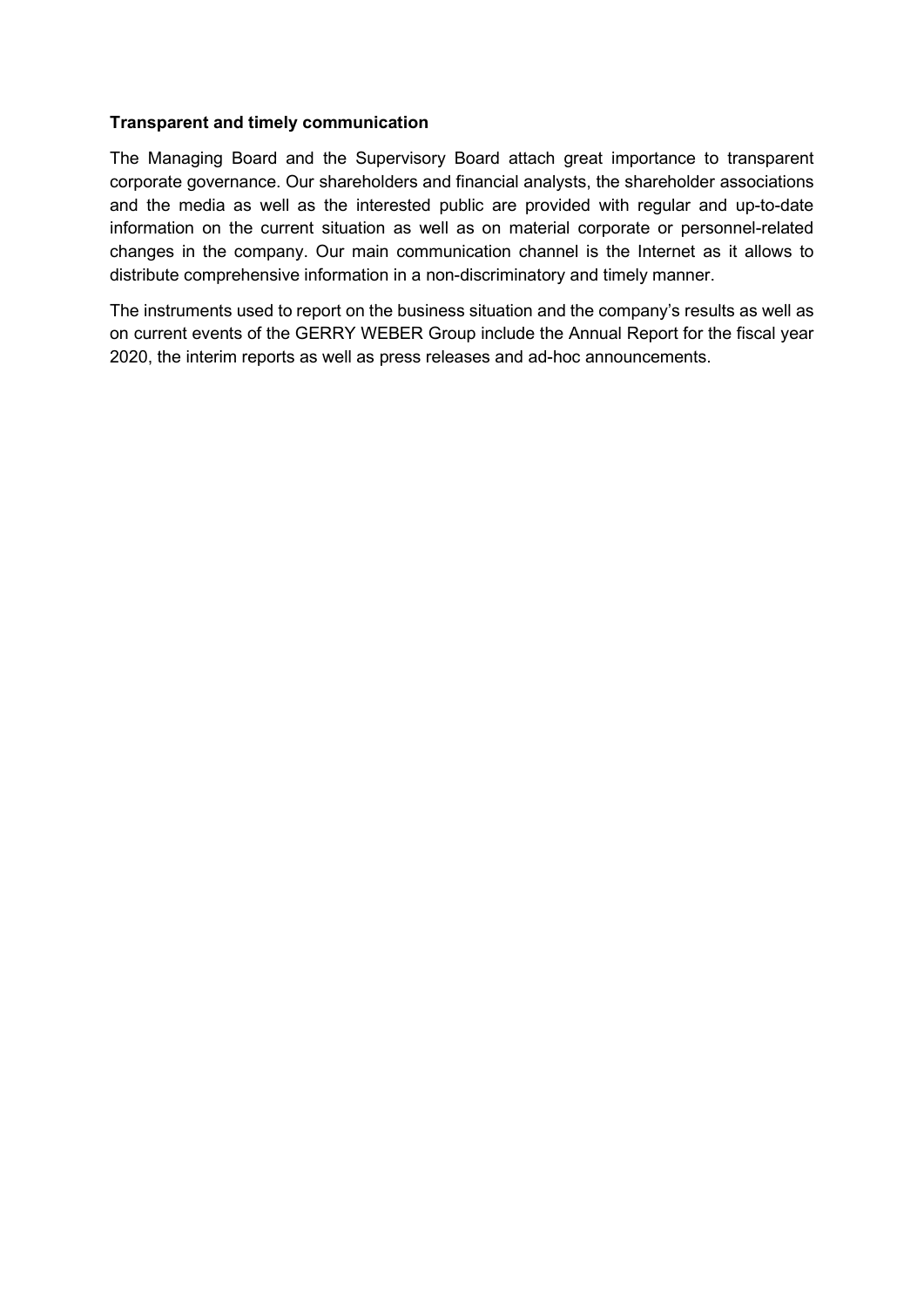**Transparent and timely communication**

The Managing Board and the Supervisory Board attach great importance to transparent corporate governance. Our shareholders and financial analysts, the shareholder associations and the media as well as the interested public are provided with regular and up-to-date information on the current situation as well as on material corporate or personnel-related changes in the company. Our main communication channel is the Internet as it allows to distribute comprehensive information in a non-discriminatory and timely manner.

The instruments used to report on the business situation and the company's results as well as on current events of the GERRY WEBER Group include the Annual Report for the fiscal year 2020, the interim reports as well as press releases and ad-hoc announcements.